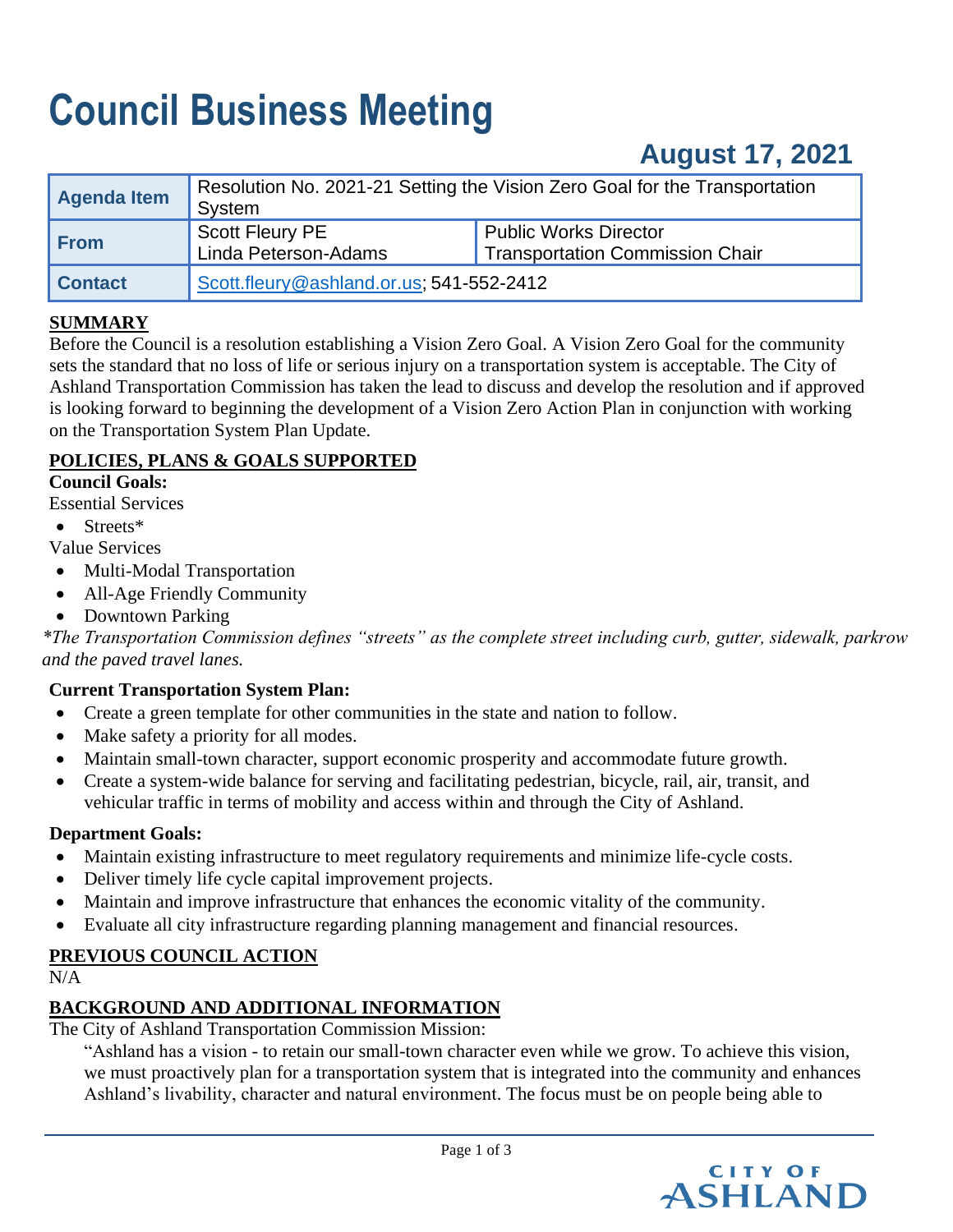# Council Business Meeting

## August 17, 2021

| Agenda Item | Resolution No. 2021-21 Setting the Vision Zero Goal for the Transportation System | |
|---|---|---|
| From | Scott Fleury PE<br>Linda Peterson-Adams | Public Works Director<br>Transportation Commission Chair |
| Contact | Scott.fleury@ashland.or.us; 541-552-2412 | |

**SUMMARY**

Before the Council is a resolution establishing a Vision Zero Goal. A Vision Zero Goal for the community sets the standard that no loss of life or serious injury on a transportation system is acceptable. The City of Ashland Transportation Commission has taken the lead to discuss and develop the resolution and if approved is looking forward to beginning the development of a Vision Zero Action Plan in conjunction with working on the Transportation System Plan Update.

**POLICIES, PLANS & GOALS SUPPORTED**

**Council Goals:**

Essential Services

- Streets*

Value Services

- Multi-Modal Transportation
- All-Age Friendly Community
- Downtown Parking

*\*The Transportation Commission defines "streets" as the complete street including curb, gutter, sidewalk, parkrow and the paved travel lanes.*

**Current Transportation System Plan:**

- Create a green template for other communities in the state and nation to follow.
- Make safety a priority for all modes.
- Maintain small-town character, support economic prosperity and accommodate future growth.
- Create a system-wide balance for serving and facilitating pedestrian, bicycle, rail, air, transit, and vehicular traffic in terms of mobility and access within and through the City of Ashland.

**Department Goals:**

- Maintain existing infrastructure to meet regulatory requirements and minimize life-cycle costs.
- Deliver timely life cycle capital improvement projects.
- Maintain and improve infrastructure that enhances the economic vitality of the community.
- Evaluate all city infrastructure regarding planning management and financial resources.

**PREVIOUS COUNCIL ACTION**

N/A

**BACKGROUND AND ADDITIONAL INFORMATION**

The City of Ashland Transportation Commission Mission:

> "Ashland has a vision - to retain our small-town character even while we grow. To achieve this vision, we must proactively plan for a transportation system that is integrated into the community and enhances Ashland's livability, character and natural environment. The focus must be on people being able to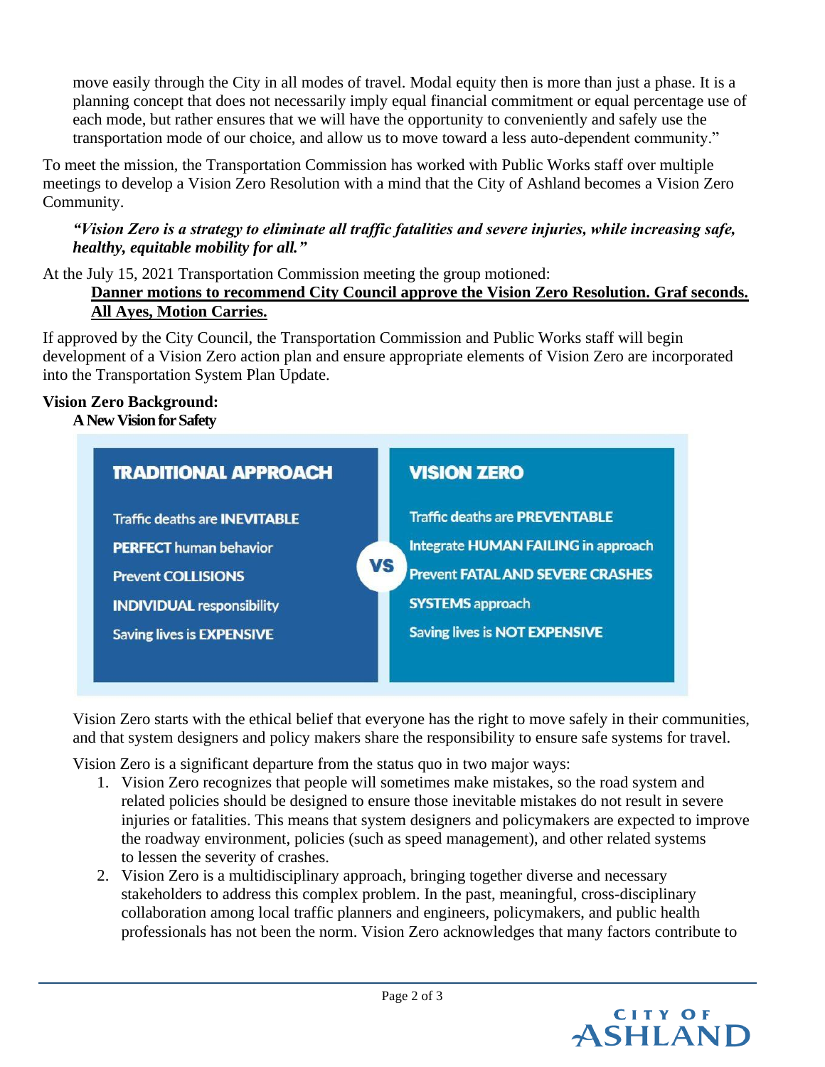move easily through the City in all modes of travel. Modal equity then is more than just a phase. It is a planning concept that does not necessarily imply equal financial commitment or equal percentage use of each mode, but rather ensures that we will have the opportunity to conveniently and safely use the transportation mode of our choice, and allow us to move toward a less auto-dependent community."

To meet the mission, the Transportation Commission has worked with Public Works staff over multiple meetings to develop a Vision Zero Resolution with a mind that the City of Ashland becomes a Vision Zero Community.

***"Vision Zero is a strategy to eliminate all traffic fatalities and severe injuries, while increasing safe, healthy, equitable mobility for all."***

At the July 15, 2021 Transportation Commission meeting the group motioned:

**Danner motions to recommend City Council approve the Vision Zero Resolution. Graf seconds. All Ayes, Motion Carries.**

If approved by the City Council, the Transportation Commission and Public Works staff will begin development of a Vision Zero action plan and ensure appropriate elements of Vision Zero are incorporated into the Transportation System Plan Update.

**Vision Zero Background:**

**A New Vision for Safety**

| TRADITIONAL APPROACH | | VISION ZERO |
|---|---|---|
| Traffic deaths are **INEVITABLE** | VS | Traffic deaths are **PREVENTABLE** |
| **PERFECT** human behavior | | Integrate **HUMAN FAILING** in approach |
| Prevent **COLLISIONS** | | Prevent **FATAL AND SEVERE CRASHES** |
| **INDIVIDUAL** responsibility | | **SYSTEMS** approach |
| Saving lives is **EXPENSIVE** | | Saving lives is **NOT EXPENSIVE** |

Vision Zero starts with the ethical belief that everyone has the right to move safely in their communities, and that system designers and policy makers share the responsibility to ensure safe systems for travel.

Vision Zero is a significant departure from the status quo in two major ways:

1. Vision Zero recognizes that people will sometimes make mistakes, so the road system and related policies should be designed to ensure those inevitable mistakes do not result in severe injuries or fatalities. This means that system designers and policymakers are expected to improve the roadway environment, policies (such as speed management), and other related systems to lessen the severity of crashes.
2. Vision Zero is a multidisciplinary approach, bringing together diverse and necessary stakeholders to address this complex problem. In the past, meaningful, cross-disciplinary collaboration among local traffic planners and engineers, policymakers, and public health professionals has not been the norm. Vision Zero acknowledges that many factors contribute to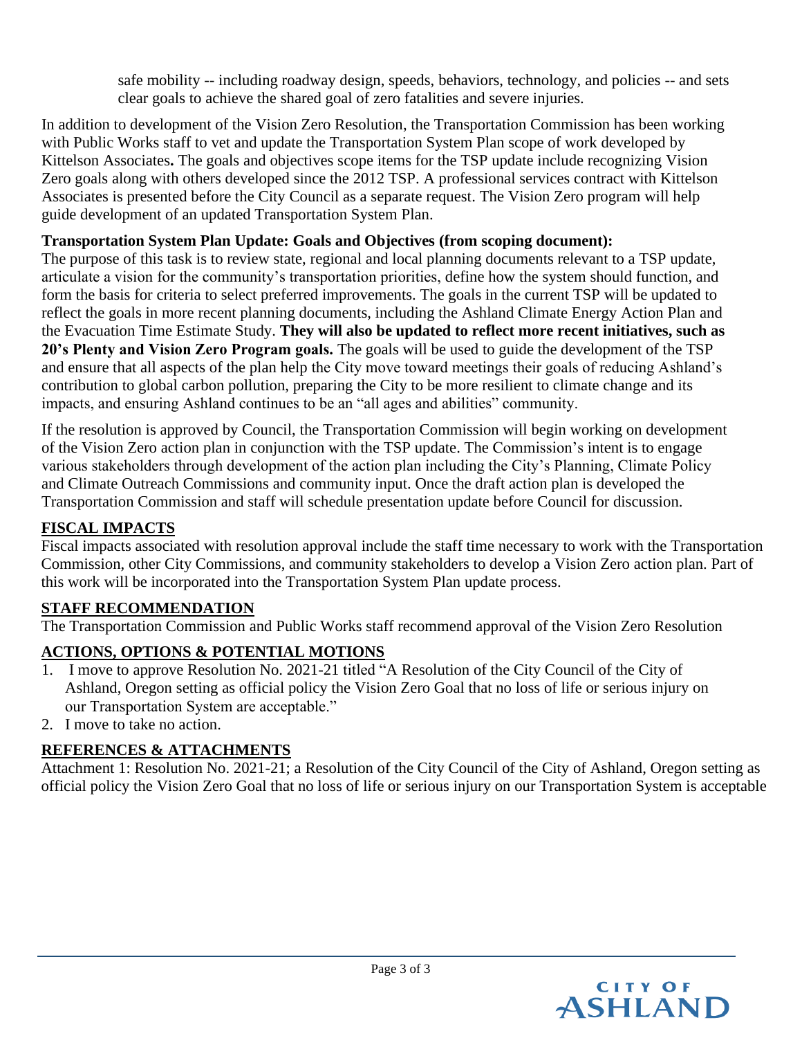safe mobility -- including roadway design, speeds, behaviors, technology, and policies -- and sets clear goals to achieve the shared goal of zero fatalities and severe injuries.

In addition to development of the Vision Zero Resolution, the Transportation Commission has been working with Public Works staff to vet and update the Transportation System Plan scope of work developed by Kittelson Associates**.** The goals and objectives scope items for the TSP update include recognizing Vision Zero goals along with others developed since the 2012 TSP. A professional services contract with Kittelson Associates is presented before the City Council as a separate request. The Vision Zero program will help guide development of an updated Transportation System Plan.

**Transportation System Plan Update: Goals and Objectives (from scoping document):**

The purpose of this task is to review state, regional and local planning documents relevant to a TSP update, articulate a vision for the community's transportation priorities, define how the system should function, and form the basis for criteria to select preferred improvements. The goals in the current TSP will be updated to reflect the goals in more recent planning documents, including the Ashland Climate Energy Action Plan and the Evacuation Time Estimate Study. **They will also be updated to reflect more recent initiatives, such as 20's Plenty and Vision Zero Program goals.** The goals will be used to guide the development of the TSP and ensure that all aspects of the plan help the City move toward meetings their goals of reducing Ashland's contribution to global carbon pollution, preparing the City to be more resilient to climate change and its impacts, and ensuring Ashland continues to be an "all ages and abilities" community.

If the resolution is approved by Council, the Transportation Commission will begin working on development of the Vision Zero action plan in conjunction with the TSP update. The Commission's intent is to engage various stakeholders through development of the action plan including the City's Planning, Climate Policy and Climate Outreach Commissions and community input. Once the draft action plan is developed the Transportation Commission and staff will schedule presentation update before Council for discussion.

## FISCAL IMPACTS

Fiscal impacts associated with resolution approval include the staff time necessary to work with the Transportation Commission, other City Commissions, and community stakeholders to develop a Vision Zero action plan. Part of this work will be incorporated into the Transportation System Plan update process.

## STAFF RECOMMENDATION

The Transportation Commission and Public Works staff recommend approval of the Vision Zero Resolution

## ACTIONS, OPTIONS & POTENTIAL MOTIONS

1. I move to approve Resolution No. 2021-21 titled "A Resolution of the City Council of the City of Ashland, Oregon setting as official policy the Vision Zero Goal that no loss of life or serious injury on our Transportation System are acceptable."
2. I move to take no action.

## REFERENCES & ATTACHMENTS

Attachment 1: Resolution No. 2021-21; a Resolution of the City Council of the City of Ashland, Oregon setting as official policy the Vision Zero Goal that no loss of life or serious injury on our Transportation System is acceptable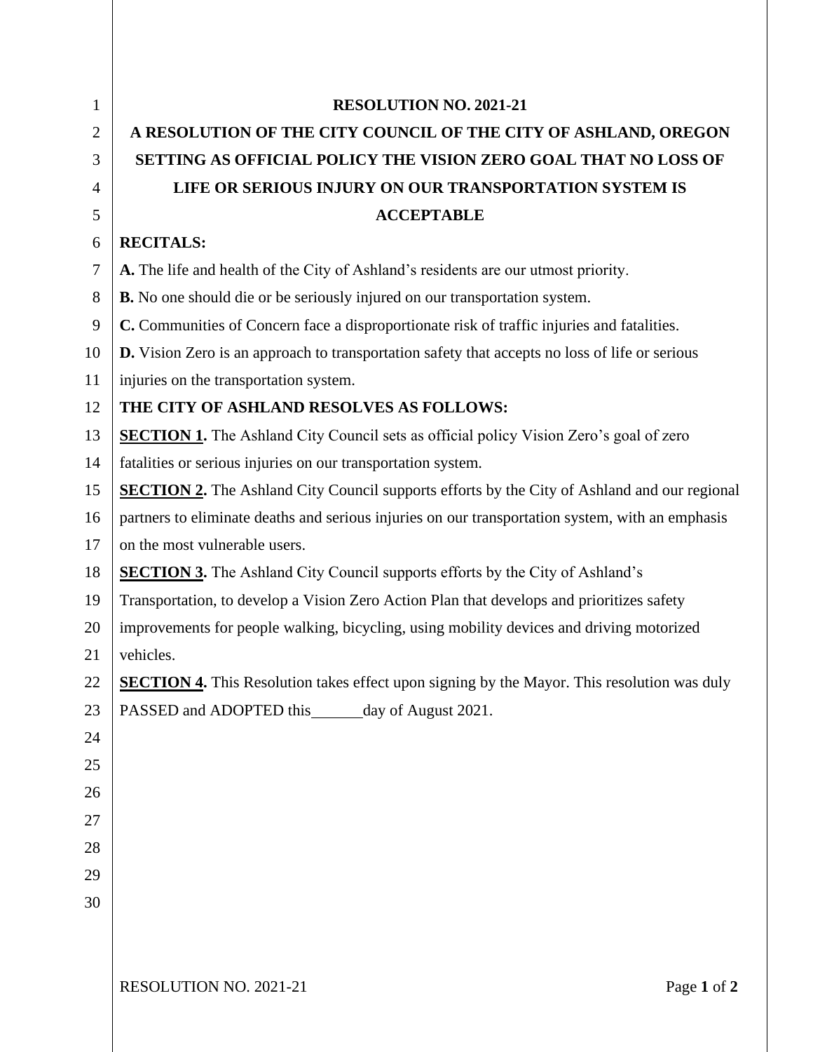**RESOLUTION NO. 2021-21**

**A RESOLUTION OF THE CITY COUNCIL OF THE CITY OF ASHLAND, OREGON SETTING AS OFFICIAL POLICY THE VISION ZERO GOAL THAT NO LOSS OF LIFE OR SERIOUS INJURY ON OUR TRANSPORTATION SYSTEM IS ACCEPTABLE**

**RECITALS:**

**A.** The life and health of the City of Ashland's residents are our utmost priority.

**B.** No one should die or be seriously injured on our transportation system.

**C.** Communities of Concern face a disproportionate risk of traffic injuries and fatalities.

**D.** Vision Zero is an approach to transportation safety that accepts no loss of life or serious injuries on the transportation system.

**THE CITY OF ASHLAND RESOLVES AS FOLLOWS:**

**SECTION 1.** The Ashland City Council sets as official policy Vision Zero's goal of zero fatalities or serious injuries on our transportation system.

**SECTION 2.** The Ashland City Council supports efforts by the City of Ashland and our regional partners to eliminate deaths and serious injuries on our transportation system, with an emphasis on the most vulnerable users.

**SECTION 3.** The Ashland City Council supports efforts by the City of Ashland's Transportation, to develop a Vision Zero Action Plan that develops and prioritizes safety improvements for people walking, bicycling, using mobility devices and driving motorized vehicles.

**SECTION 4.** This Resolution takes effect upon signing by the Mayor. This resolution was duly PASSED and ADOPTED this\_\_\_\_\_\_day of August 2021.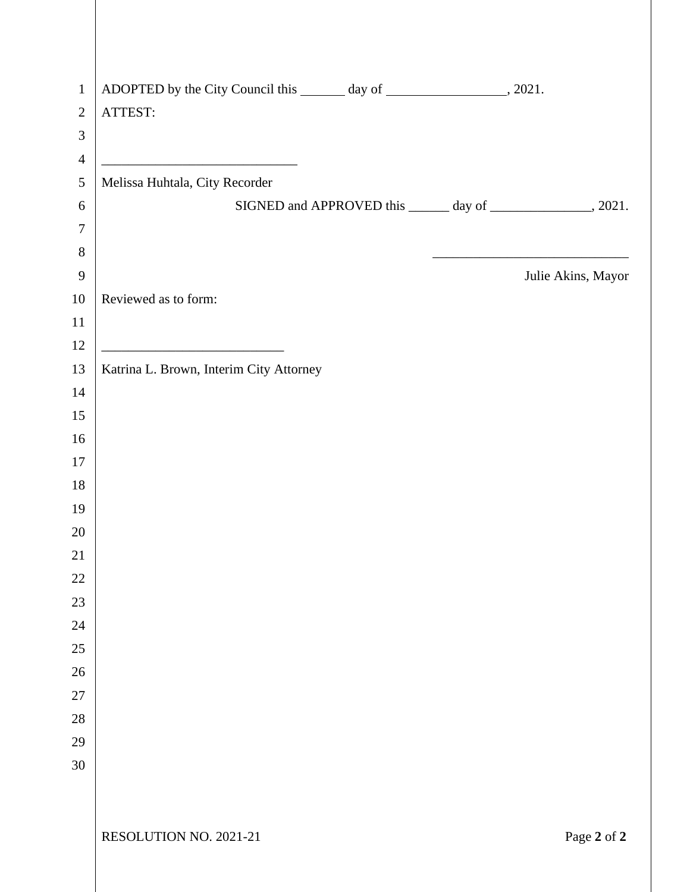ADOPTED by the City Council this _______ day of __________________, 2021.

ATTEST:

____________________________

Melissa Huhtala, City Recorder

SIGNED and APPROVED this ______ day of _______________, 2021.

_____________________________

Julie Akins, Mayor

Reviewed as to form:

__________________________

Katrina L. Brown, Interim City Attorney

RESOLUTION NO. 2021-21